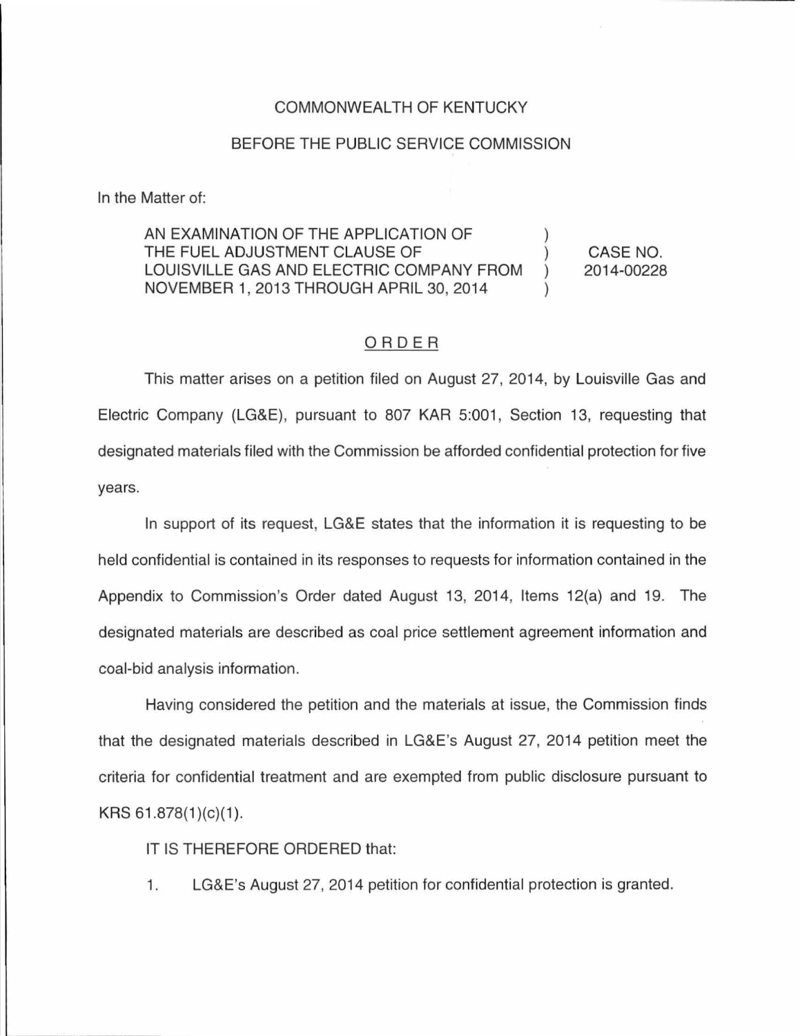COMMONWEALTH OF KENTUCKY

BEFORE THE PUBLIC SERVICE COMMISSION

In the Matter of:

| | | |
|---|---|---|
| AN EXAMINATION OF THE APPLICATION OF THE FUEL ADJUSTMENT CLAUSE OF LOUISVILLE GAS AND ELECTRIC COMPANY FROM NOVEMBER 1, 2013 THROUGH APRIL 30, 2014 | ) | CASE NO. 2014-00228 |

## ORDER

This matter arises on a petition filed on August 27, 2014, by Louisville Gas and Electric Company (LG&E), pursuant to 807 KAR 5:001, Section 13, requesting that designated materials filed with the Commission be afforded confidential protection for five years.

In support of its request, LG&E states that the information it is requesting to be held confidential is contained in its responses to requests for information contained in the Appendix to Commission's Order dated August 13, 2014, Items 12(a) and 19. The designated materials are described as coal price settlement agreement information and coal-bid analysis information.

Having considered the petition and the materials at issue, the Commission finds that the designated materials described in LG&E's August 27, 2014 petition meet the criteria for confidential treatment and are exempted from public disclosure pursuant to KRS 61.878(1)(c)(1).

IT IS THEREFORE ORDERED that:

1. LG&E's August 27, 2014 petition for confidential protection is granted.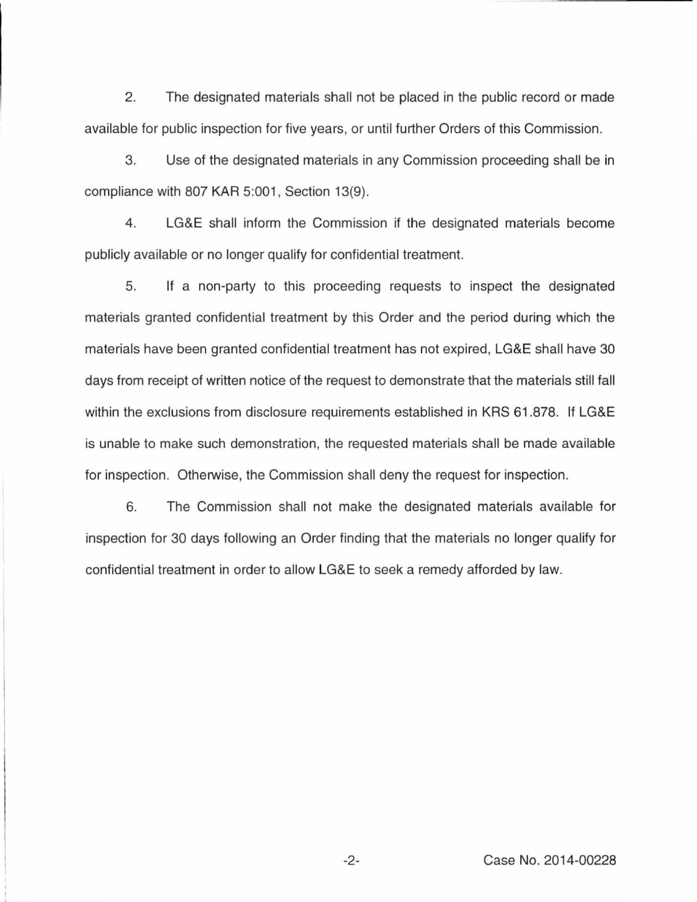2. The designated materials shall not be placed in the public record or made available for public inspection for five years, or until further Orders of this Commission.

3. Use of the designated materials in any Commission proceeding shall be in compliance with 807 KAR 5:001, Section 13(9).

4. LG&E shall inform the Commission if the designated materials become publicly available or no longer qualify for confidential treatment.

5. If a non-party to this proceeding requests to inspect the designated materials granted confidential treatment by this Order and the period during which the materials have been granted confidential treatment has not expired, LG&E shall have 30 days from receipt of written notice of the request to demonstrate that the materials still fall within the exclusions from disclosure requirements established in KRS 61.878. If LG&E is unable to make such demonstration, the requested materials shall be made available for inspection. Otherwise, the Commission shall deny the request for inspection.

6. The Commission shall not make the designated materials available for inspection for 30 days following an Order finding that the materials no longer qualify for confidential treatment in order to allow LG&E to seek a remedy afforded by law.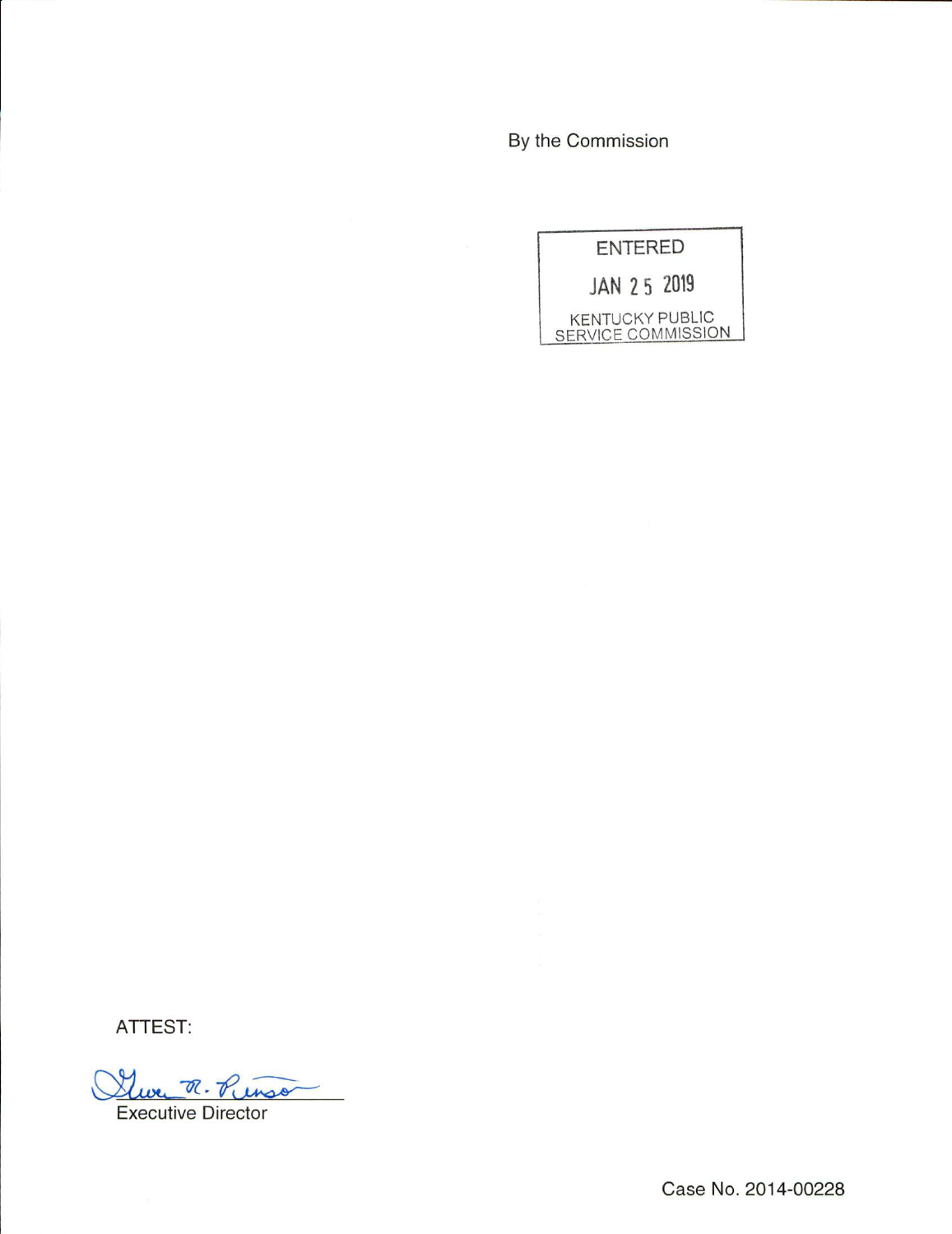By the Commission

ENTERED

JAN 25 2019

KENTUCKY PUBLIC SERVICE COMMISSION

ATTEST:

Executive Director

Case No. 2014-00228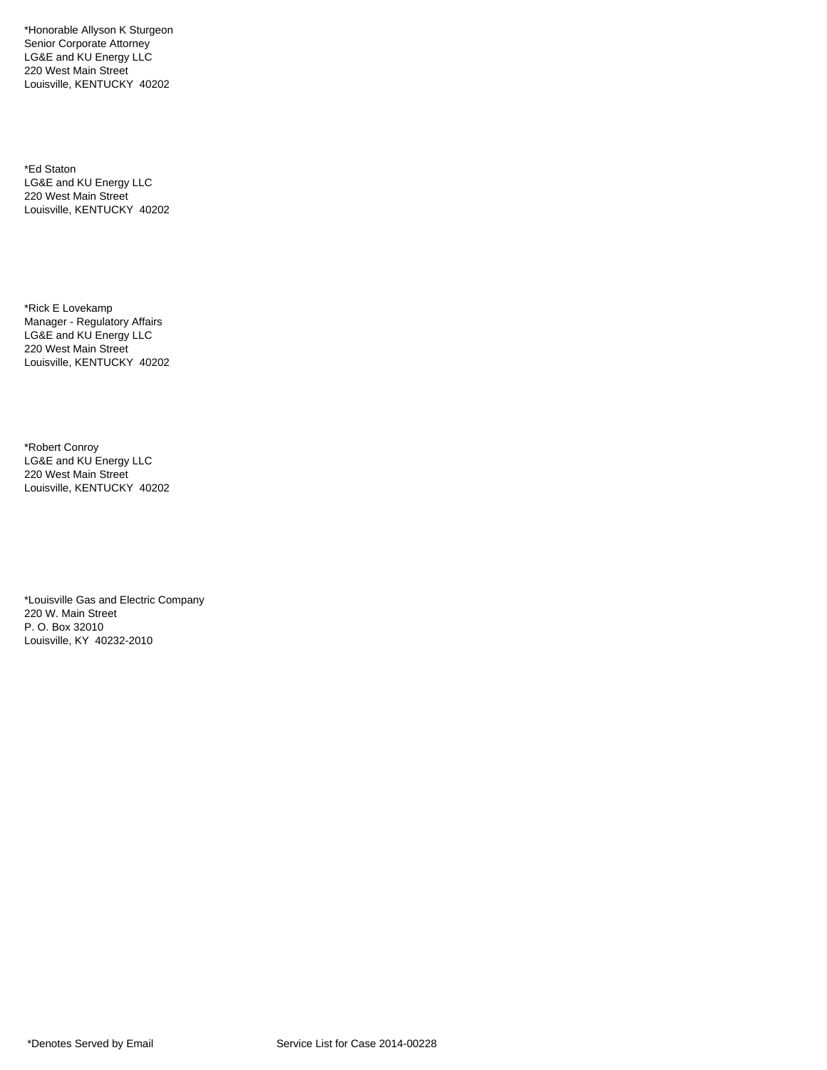*Honorable Allyson K Sturgeon
Senior Corporate Attorney
LG&E and KU Energy LLC
220 West Main Street
Louisville, KENTUCKY 40202

*Ed Staton
LG&E and KU Energy LLC
220 West Main Street
Louisville, KENTUCKY 40202

*Rick E Lovekamp
Manager - Regulatory Affairs
LG&E and KU Energy LLC
220 West Main Street
Louisville, KENTUCKY 40202

*Robert Conroy
LG&E and KU Energy LLC
220 West Main Street
Louisville, KENTUCKY 40202

*Louisville Gas and Electric Company
220 W. Main Street
P. O. Box 32010
Louisville, KY 40232-2010

*Denotes Served by Email

Service List for Case 2014-00228